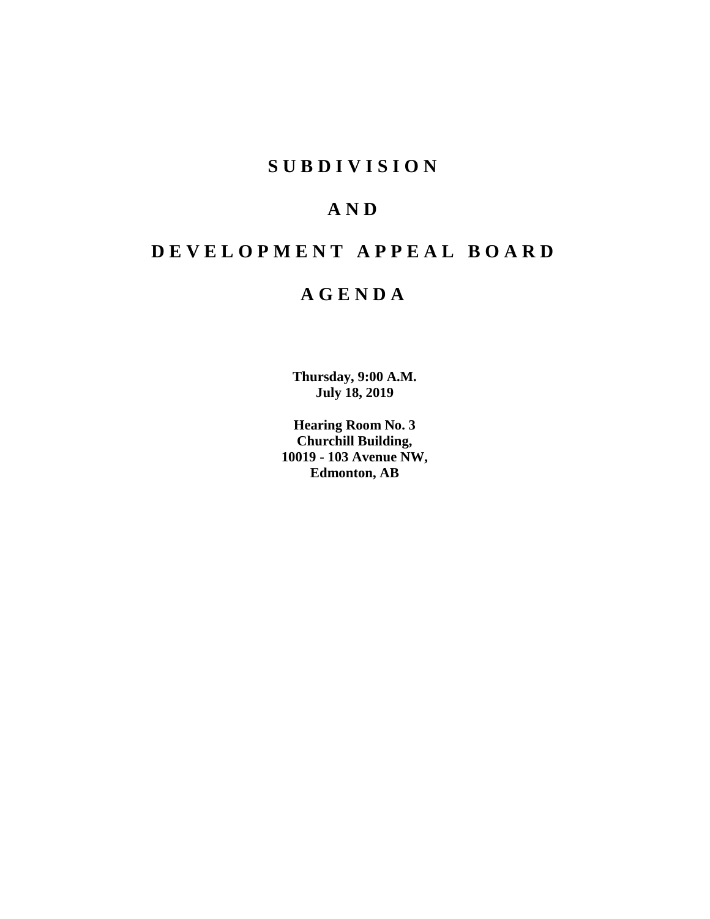# S U B D I V I S I O N

# A N D

# D E V E L O P M E N T  A P P E A L  B O A R D

# A G E N D A

**Thursday, 9:00 A.M.**
**July 18, 2019**

**Hearing Room No. 3**
**Churchill Building,**
**10019 - 103 Avenue NW,**
**Edmonton, AB**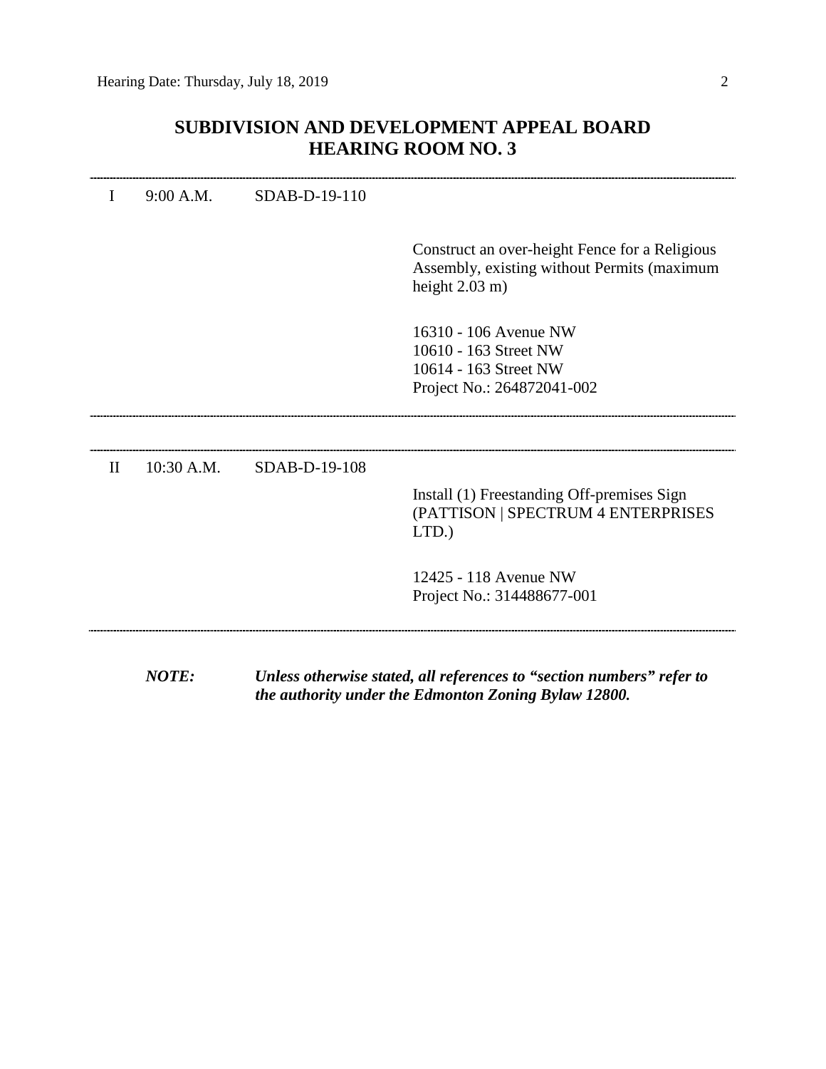# SUBDIVISION AND DEVELOPMENT APPEAL BOARD
# HEARING ROOM NO. 3

---

I 9:00 A.M. SDAB-D-19-110

Construct an over-height Fence for a Religious Assembly, existing without Permits (maximum height 2.03 m)

16310 - 106 Avenue NW
10610 - 163 Street NW
10614 - 163 Street NW
Project No.: 264872041-002

---

---

II 10:30 A.M. SDAB-D-19-108

Install (1) Freestanding Off-premises Sign (PATTISON | SPECTRUM 4 ENTERPRISES LTD.)

12425 - 118 Avenue NW
Project No.: 314488677-001

---

***NOTE:*** ***Unless otherwise stated, all references to "section numbers" refer to the authority under the Edmonton Zoning Bylaw 12800.***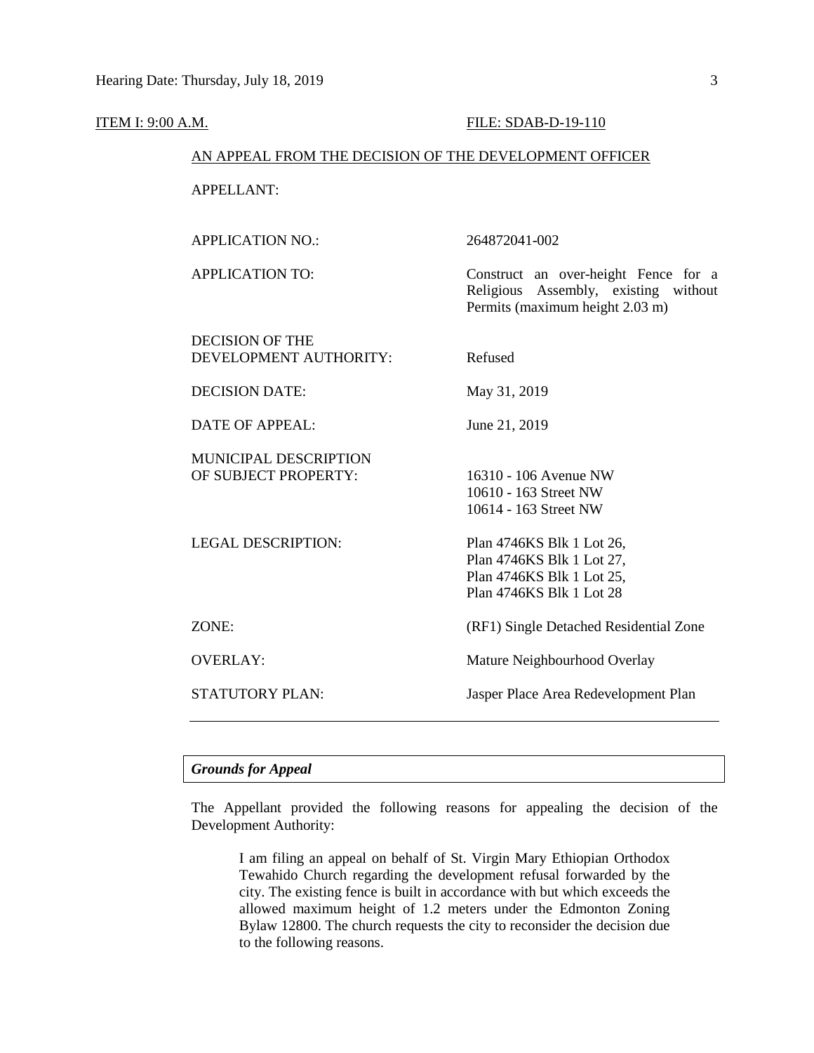ITEM I: 9:00 A.M. FILE: SDAB-D-19-110

AN APPEAL FROM THE DECISION OF THE DEVELOPMENT OFFICER

| | |
|---|---|
| APPELLANT: | |
| APPLICATION NO.: | 264872041-002 |
| APPLICATION TO: | Construct an over-height Fence for a Religious Assembly, existing without Permits (maximum height 2.03 m) |
| DECISION OF THE DEVELOPMENT AUTHORITY: | Refused |
| DECISION DATE: | May 31, 2019 |
| DATE OF APPEAL: | June 21, 2019 |
| MUNICIPAL DESCRIPTION OF SUBJECT PROPERTY: | 16310 - 106 Avenue NW<br>10610 - 163 Street NW<br>10614 - 163 Street NW |
| LEGAL DESCRIPTION: | Plan 4746KS Blk 1 Lot 26,<br>Plan 4746KS Blk 1 Lot 27,<br>Plan 4746KS Blk 1 Lot 25,<br>Plan 4746KS Blk 1 Lot 28 |
| ZONE: | (RF1) Single Detached Residential Zone |
| OVERLAY: | Mature Neighbourhood Overlay |
| STATUTORY PLAN: | Jasper Place Area Redevelopment Plan |

---

***Grounds for Appeal***

The Appellant provided the following reasons for appealing the decision of the Development Authority:

> I am filing an appeal on behalf of St. Virgin Mary Ethiopian Orthodox Tewahido Church regarding the development refusal forwarded by the city. The existing fence is built in accordance with but which exceeds the allowed maximum height of 1.2 meters under the Edmonton Zoning Bylaw 12800. The church requests the city to reconsider the decision due to the following reasons.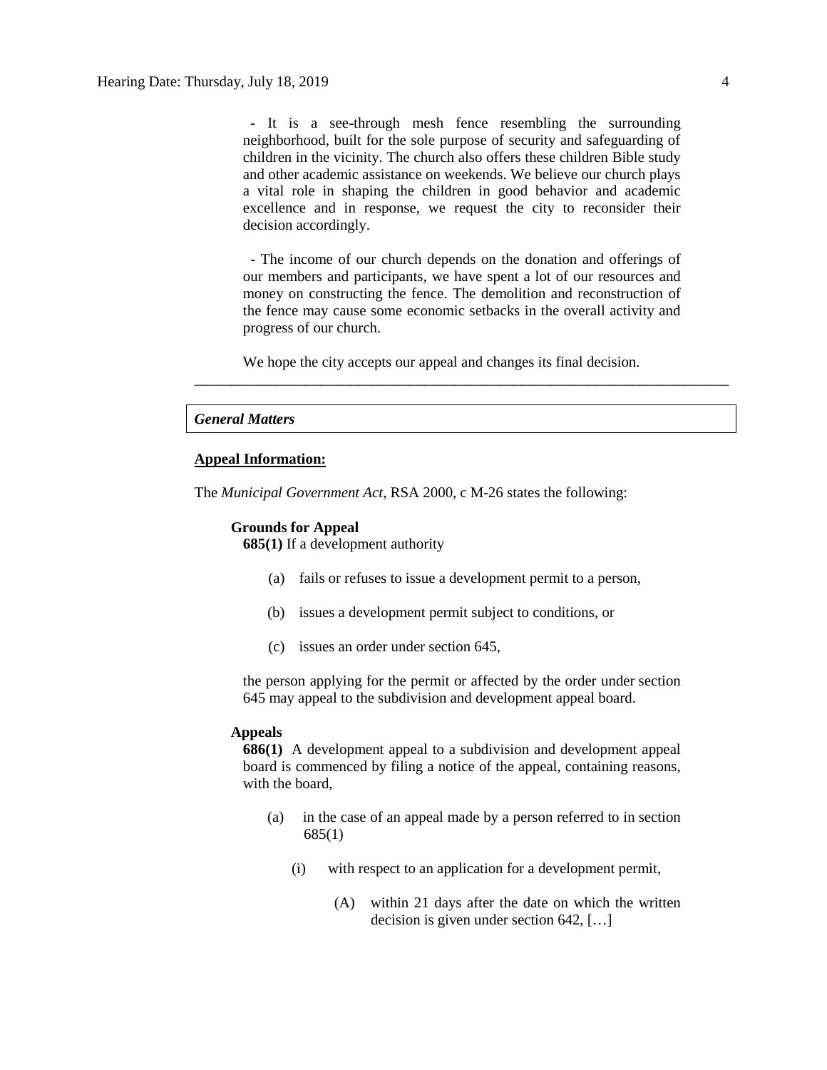- It is a see-through mesh fence resembling the surrounding neighborhood, built for the sole purpose of security and safeguarding of children in the vicinity. The church also offers these children Bible study and other academic assistance on weekends. We believe our church plays a vital role in shaping the children in good behavior and academic excellence and in response, we request the city to reconsider their decision accordingly.

- The income of our church depends on the donation and offerings of our members and participants, we have spent a lot of our resources and money on constructing the fence. The demolition and reconstruction of the fence may cause some economic setbacks in the overall activity and progress of our church.

We hope the city accepts our appeal and changes its final decision.

---

*General Matters*

**Appeal Information:**

The *Municipal Government Act*, RSA 2000, c M-26 states the following:

**Grounds for Appeal**

**685(1)** If a development authority

(a) fails or refuses to issue a development permit to a person,

(b) issues a development permit subject to conditions, or

(c) issues an order under section 645,

the person applying for the permit or affected by the order under section 645 may appeal to the subdivision and development appeal board.

**Appeals**

**686(1)** A development appeal to a subdivision and development appeal board is commenced by filing a notice of the appeal, containing reasons, with the board,

(a) in the case of an appeal made by a person referred to in section 685(1)

(i) with respect to an application for a development permit,

(A) within 21 days after the date on which the written decision is given under section 642, […]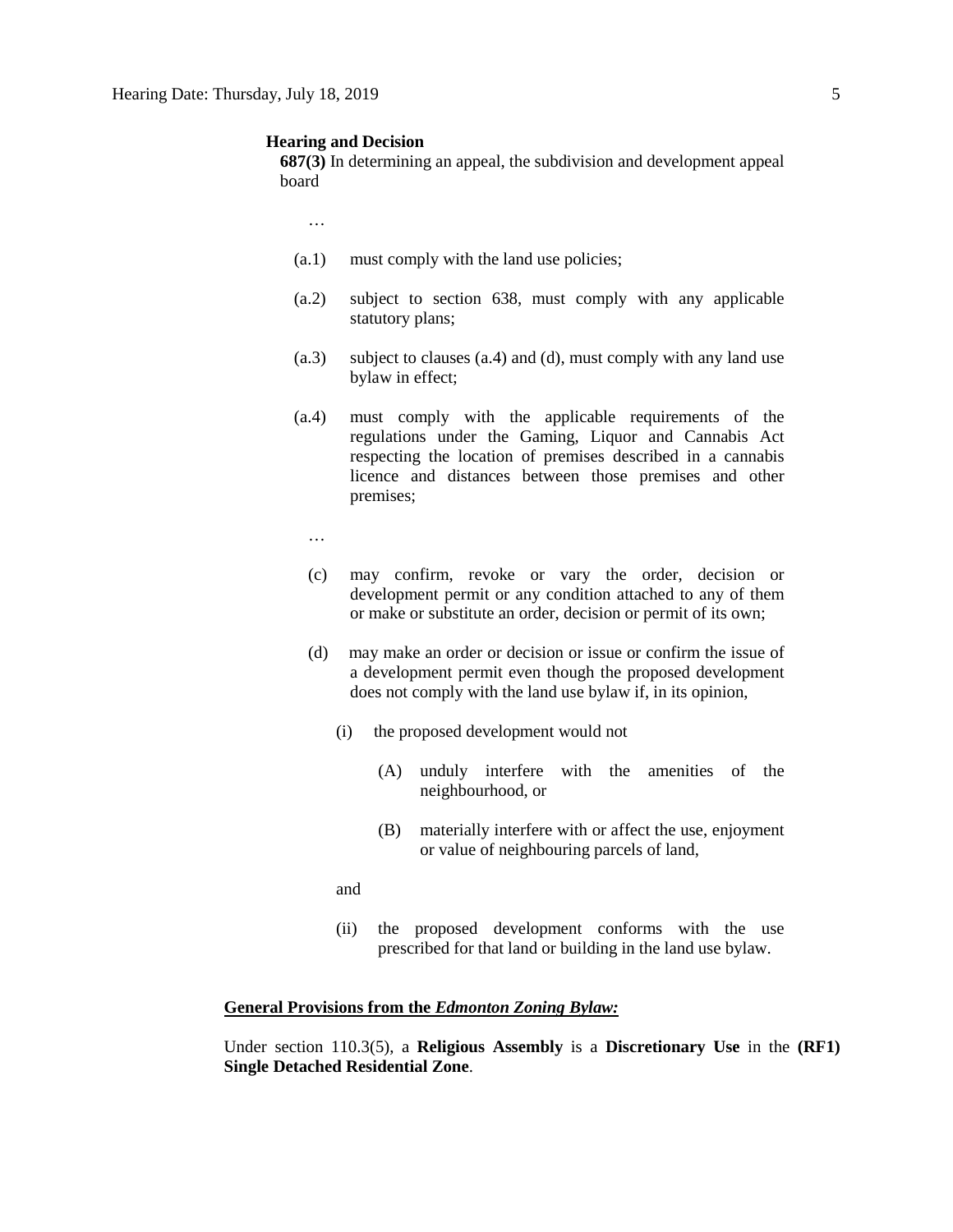**Hearing and Decision**

**687(3)** In determining an appeal, the subdivision and development appeal board

…

(a.1) must comply with the land use policies;

(a.2) subject to section 638, must comply with any applicable statutory plans;

(a.3) subject to clauses (a.4) and (d), must comply with any land use bylaw in effect;

(a.4) must comply with the applicable requirements of the regulations under the Gaming, Liquor and Cannabis Act respecting the location of premises described in a cannabis licence and distances between those premises and other premises;

…

(c) may confirm, revoke or vary the order, decision or development permit or any condition attached to any of them or make or substitute an order, decision or permit of its own;

(d) may make an order or decision or issue or confirm the issue of a development permit even though the proposed development does not comply with the land use bylaw if, in its opinion,

(i) the proposed development would not

(A) unduly interfere with the amenities of the neighbourhood, or

(B) materially interfere with or affect the use, enjoyment or value of neighbouring parcels of land,

and

(ii) the proposed development conforms with the use prescribed for that land or building in the land use bylaw.

**General Provisions from the *Edmonton Zoning Bylaw:***

Under section 110.3(5), a **Religious Assembly** is a **Discretionary Use** in the **(RF1) Single Detached Residential Zone**.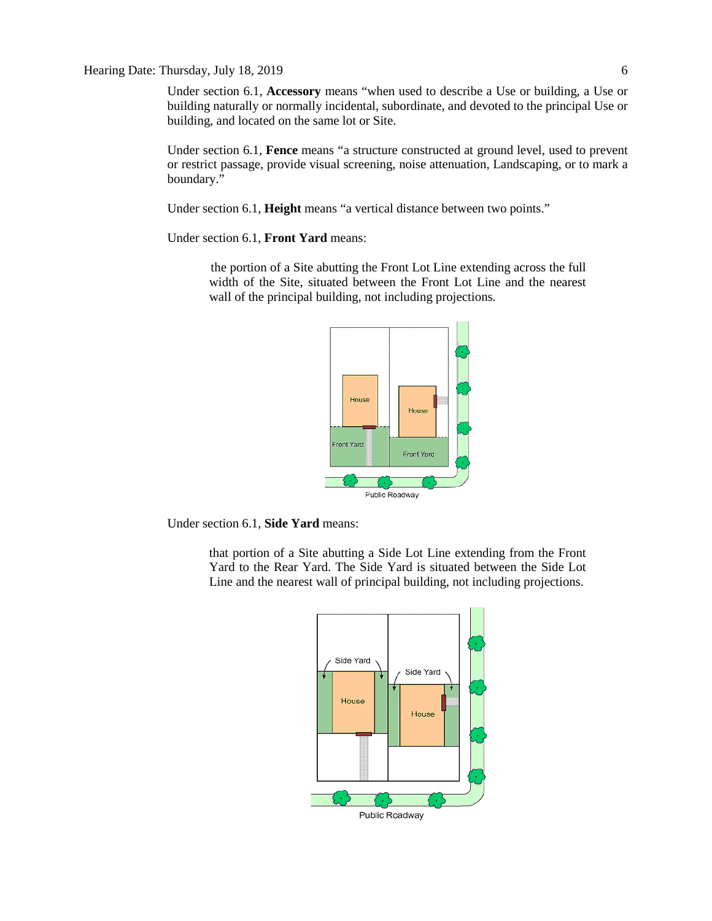Under section 6.1, **Accessory** means "when used to describe a Use or building, a Use or building naturally or normally incidental, subordinate, and devoted to the principal Use or building, and located on the same lot or Site.

Under section 6.1, **Fence** means "a structure constructed at ground level, used to prevent or restrict passage, provide visual screening, noise attenuation, Landscaping, or to mark a boundary."

Under section 6.1, **Height** means "a vertical distance between two points."

Under section 6.1, **Front Yard** means:

> the portion of a Site abutting the Front Lot Line extending across the full width of the Site, situated between the Front Lot Line and the nearest wall of the principal building, not including projections.

Under section 6.1, **Side Yard** means:

> that portion of a Site abutting a Side Lot Line extending from the Front Yard to the Rear Yard. The Side Yard is situated between the Side Lot Line and the nearest wall of principal building, not including projections.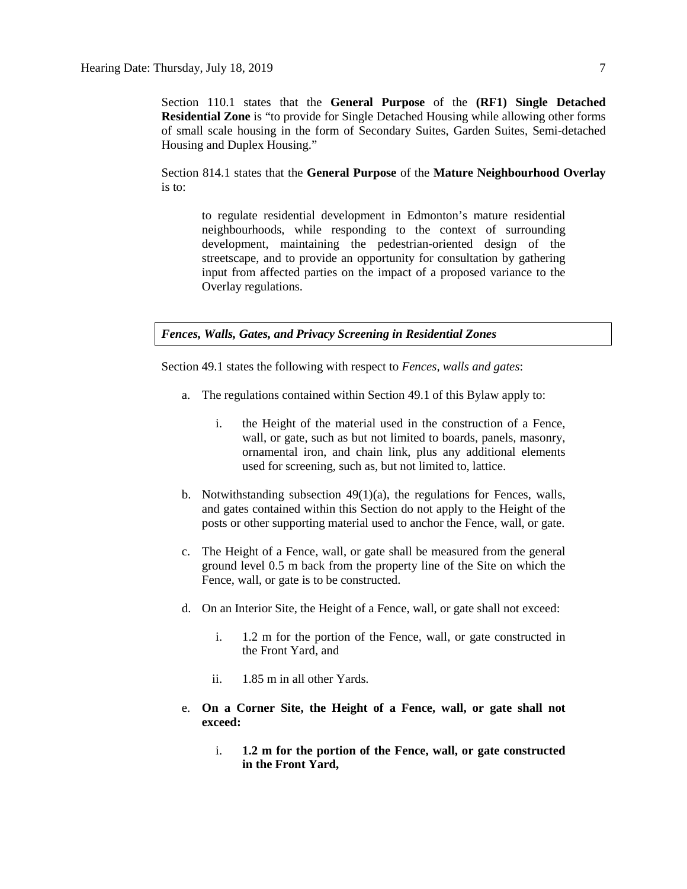Section 110.1 states that the **General Purpose** of the **(RF1) Single Detached Residential Zone** is "to provide for Single Detached Housing while allowing other forms of small scale housing in the form of Secondary Suites, Garden Suites, Semi-detached Housing and Duplex Housing."

Section 814.1 states that the **General Purpose** of the **Mature Neighbourhood Overlay** is to:

> to regulate residential development in Edmonton's mature residential neighbourhoods, while responding to the context of surrounding development, maintaining the pedestrian-oriented design of the streetscape, and to provide an opportunity for consultation by gathering input from affected parties on the impact of a proposed variance to the Overlay regulations.

***Fences, Walls, Gates, and Privacy Screening in Residential Zones***

Section 49.1 states the following with respect to *Fences, walls and gates*:

a. The regulations contained within Section 49.1 of this Bylaw apply to:

   i. the Height of the material used in the construction of a Fence, wall, or gate, such as but not limited to boards, panels, masonry, ornamental iron, and chain link, plus any additional elements used for screening, such as, but not limited to, lattice.

b. Notwithstanding subsection 49(1)(a), the regulations for Fences, walls, and gates contained within this Section do not apply to the Height of the posts or other supporting material used to anchor the Fence, wall, or gate.

c. The Height of a Fence, wall, or gate shall be measured from the general ground level 0.5 m back from the property line of the Site on which the Fence, wall, or gate is to be constructed.

d. On an Interior Site, the Height of a Fence, wall, or gate shall not exceed:

   i. 1.2 m for the portion of the Fence, wall, or gate constructed in the Front Yard, and

   ii. 1.85 m in all other Yards.

e. **On a Corner Site, the Height of a Fence, wall, or gate shall not exceed:**

   i. **1.2 m for the portion of the Fence, wall, or gate constructed in the Front Yard,**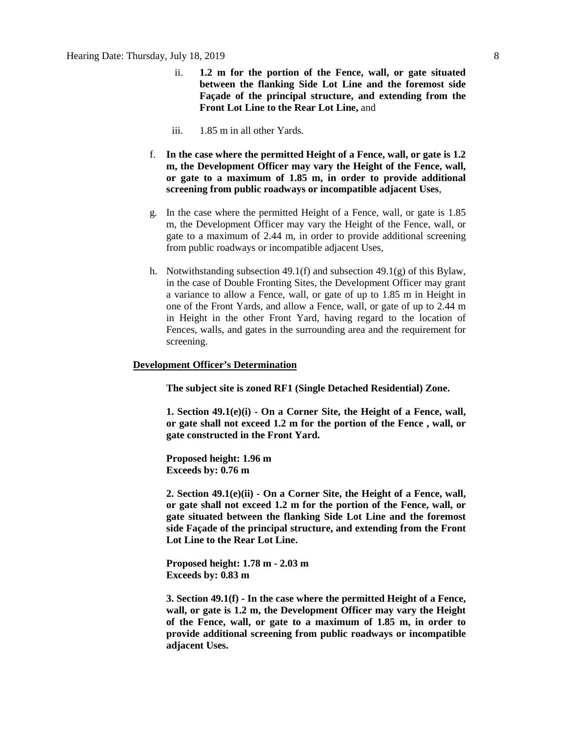ii. **1.2 m for the portion of the Fence, wall, or gate situated between the flanking Side Lot Line and the foremost side Façade of the principal structure, and extending from the Front Lot Line to the Rear Lot Line,** and

iii. 1.85 m in all other Yards.

f. **In the case where the permitted Height of a Fence, wall, or gate is 1.2 m, the Development Officer may vary the Height of the Fence, wall, or gate to a maximum of 1.85 m, in order to provide additional screening from public roadways or incompatible adjacent Uses**,

g. In the case where the permitted Height of a Fence, wall, or gate is 1.85 m, the Development Officer may vary the Height of the Fence, wall, or gate to a maximum of 2.44 m, in order to provide additional screening from public roadways or incompatible adjacent Uses,

h. Notwithstanding subsection 49.1(f) and subsection 49.1(g) of this Bylaw, in the case of Double Fronting Sites, the Development Officer may grant a variance to allow a Fence, wall, or gate of up to 1.85 m in Height in one of the Front Yards, and allow a Fence, wall, or gate of up to 2.44 m in Height in the other Front Yard, having regard to the location of Fences, walls, and gates in the surrounding area and the requirement for screening.

**Development Officer's Determination**

**The subject site is zoned RF1 (Single Detached Residential) Zone.**

**1. Section 49.1(e)(i) - On a Corner Site, the Height of a Fence, wall, or gate shall not exceed 1.2 m for the portion of the Fence , wall, or gate constructed in the Front Yard.**

**Proposed height: 1.96 m**
**Exceeds by: 0.76 m**

**2. Section 49.1(e)(ii) - On a Corner Site, the Height of a Fence, wall, or gate shall not exceed 1.2 m for the portion of the Fence, wall, or gate situated between the flanking Side Lot Line and the foremost side Façade of the principal structure, and extending from the Front Lot Line to the Rear Lot Line.**

**Proposed height: 1.78 m - 2.03 m**
**Exceeds by: 0.83 m**

**3. Section 49.1(f) - In the case where the permitted Height of a Fence, wall, or gate is 1.2 m, the Development Officer may vary the Height of the Fence, wall, or gate to a maximum of 1.85 m, in order to provide additional screening from public roadways or incompatible adjacent Uses.**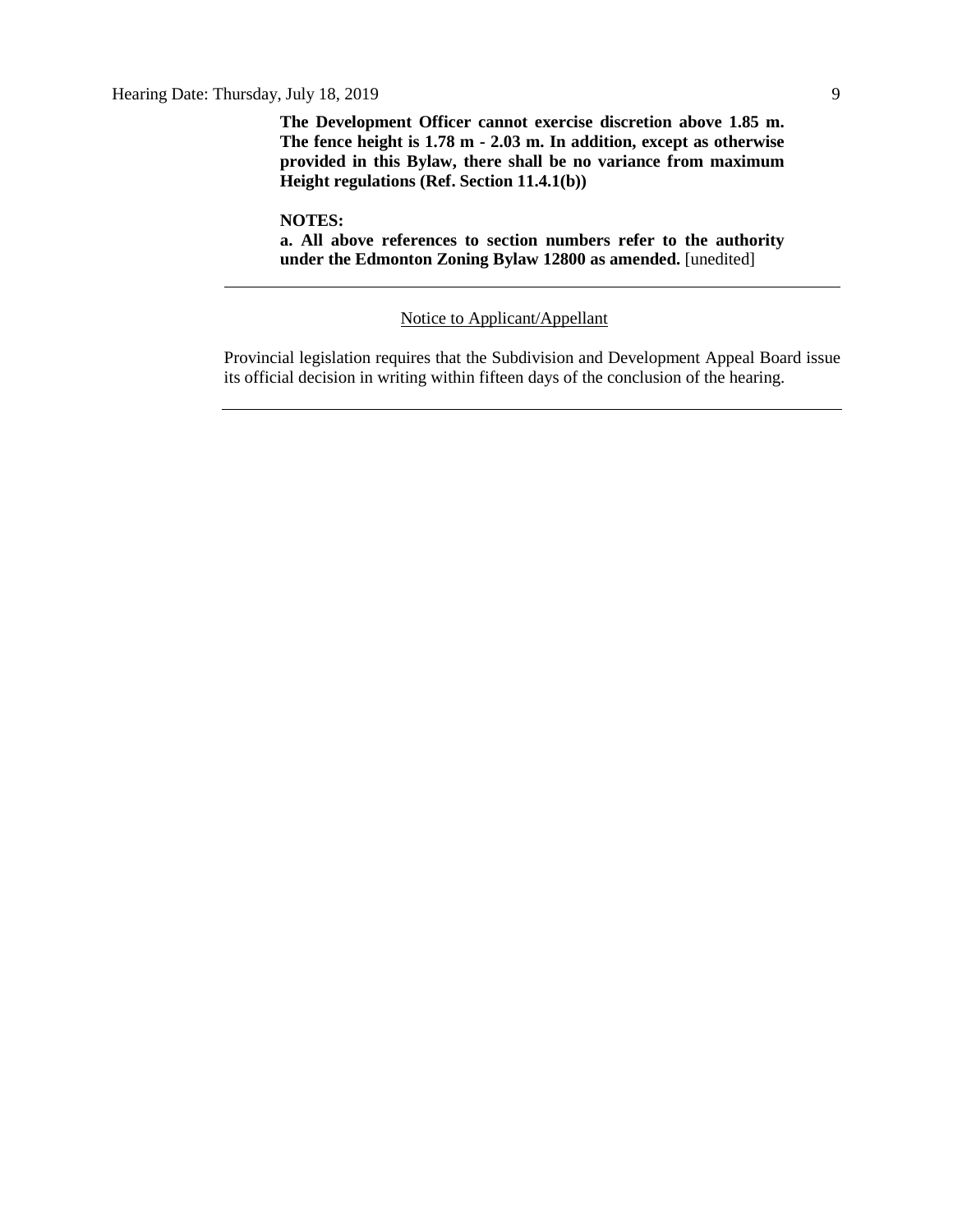**The Development Officer cannot exercise discretion above 1.85 m. The fence height is 1.78 m - 2.03 m. In addition, except as otherwise provided in this Bylaw, there shall be no variance from maximum Height regulations (Ref. Section 11.4.1(b))**

**NOTES:**

**a. All above references to section numbers refer to the authority under the Edmonton Zoning Bylaw 12800 as amended.** [unedited]

---

Notice to Applicant/Appellant

Provincial legislation requires that the Subdivision and Development Appeal Board issue its official decision in writing within fifteen days of the conclusion of the hearing.

---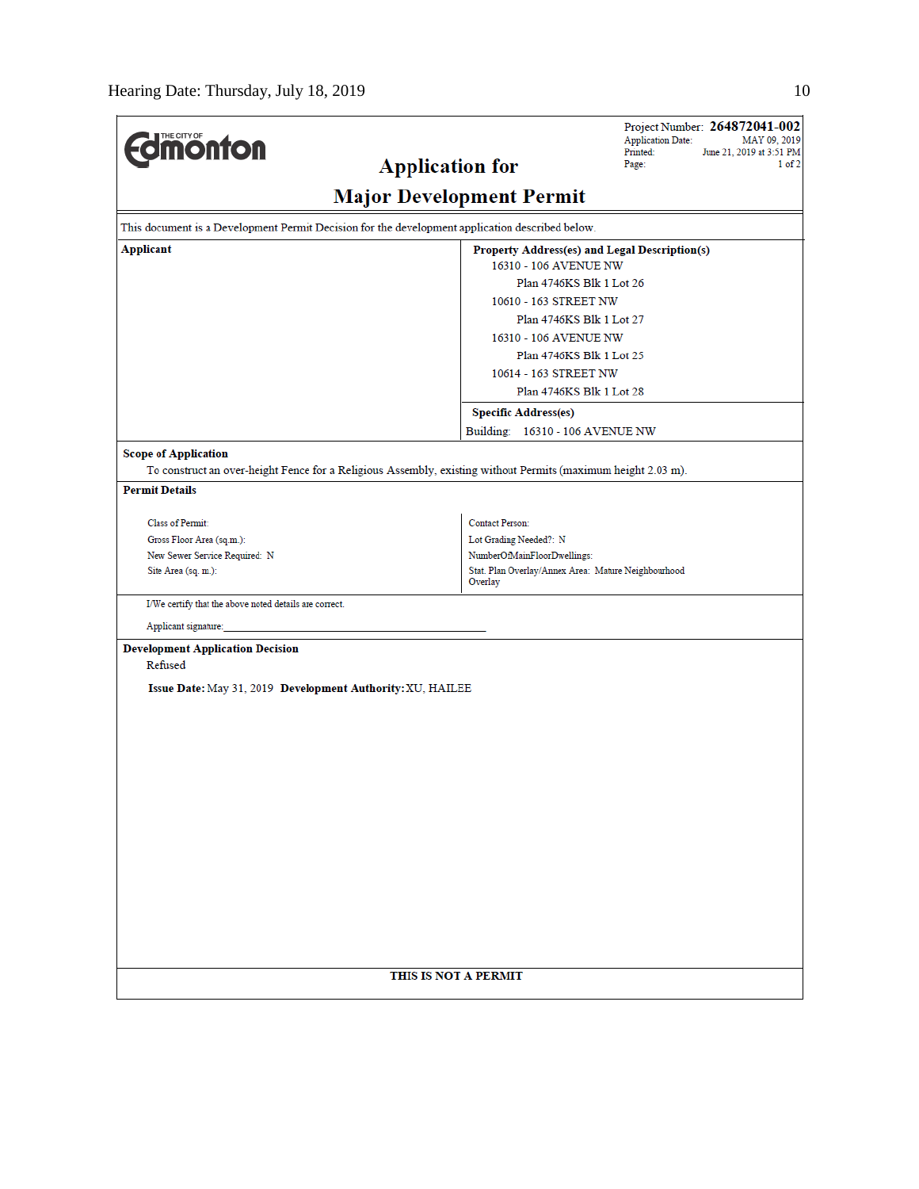Project Number: **264872041-002**
Application Date: MAY 09, 2019
Printed: June 21, 2019 at 3:51 PM
Page: 1 of 2

THE CITY OF Edmonton

# Application for Major Development Permit

This document is a Development Permit Decision for the development application described below.

**Applicant**

**Property Address(es) and Legal Description(s)**

16310 - 106 AVENUE NW
Plan 4746KS Blk 1 Lot 26

10610 - 163 STREET NW
Plan 4746KS Blk 1 Lot 27

16310 - 106 AVENUE NW
Plan 4746KS Blk 1 Lot 25

10614 - 163 STREET NW
Plan 4746KS Blk 1 Lot 28

**Specific Address(es)**

Building: 16310 - 106 AVENUE NW

**Scope of Application**

To construct an over-height Fence for a Religious Assembly, existing without Permits (maximum height 2.03 m).

**Permit Details**

| | |
|---|---|
| Class of Permit: | Contact Person: |
| Gross Floor Area (sq.m.): | Lot Grading Needed?: N |
| New Sewer Service Required: N | NumberOfMainFloorDwellings: |
| Site Area (sq. m.): | Stat. Plan Overlay/Annex Area: Mature Neighbourhood Overlay |

I/We certify that the above noted details are correct.

Applicant signature: ______________________________

**Development Application Decision**

Refused

**Issue Date:** May 31, 2019 **Development Authority:** XU, HAILEE

**THIS IS NOT A PERMIT**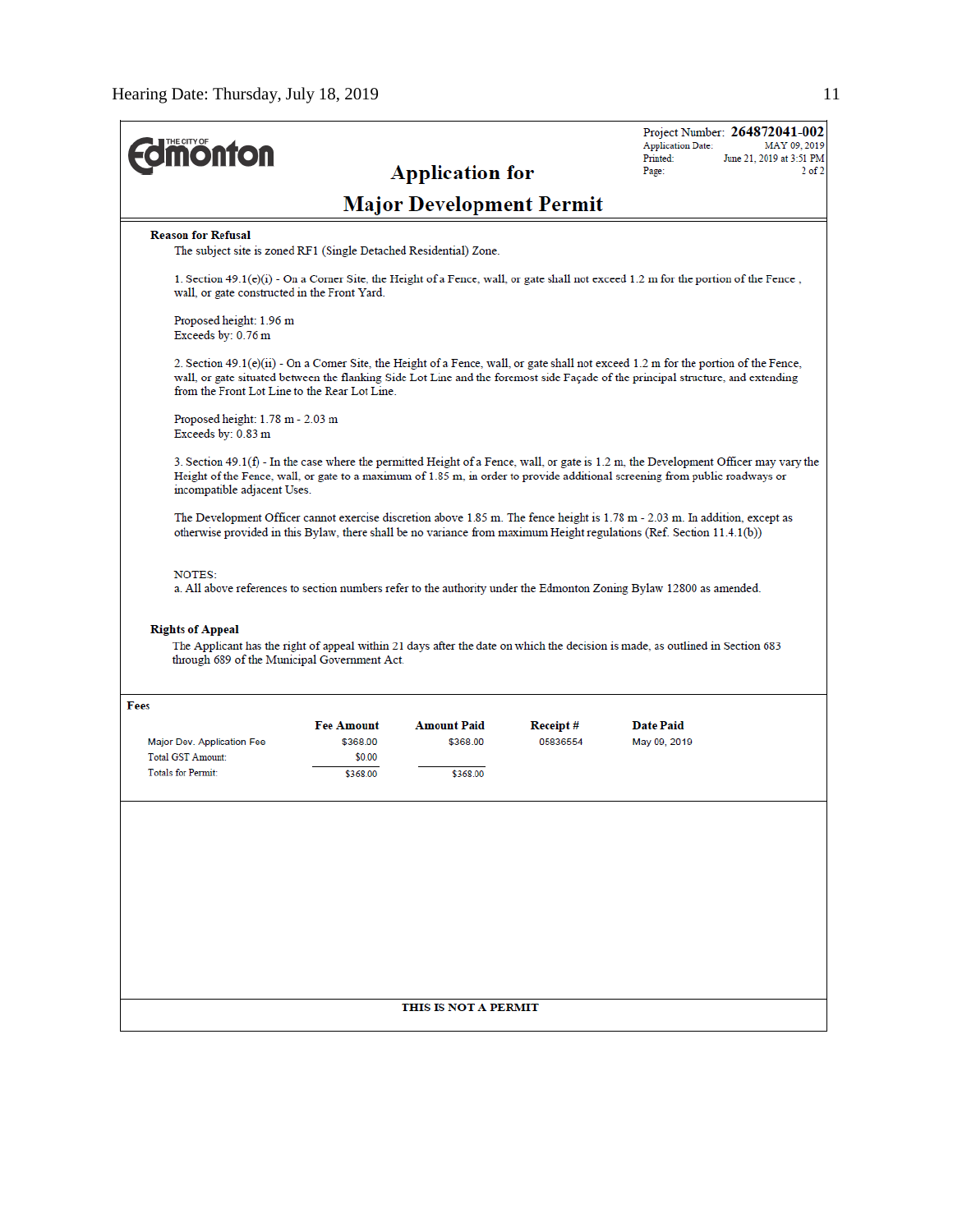Project Number: **264872041-002**
Application Date: MAY 09, 2019
Printed: June 21, 2019 at 3:51 PM
Page: 2 of 2

# Application for Major Development Permit

**Reason for Refusal**

The subject site is zoned RF1 (Single Detached Residential) Zone.

1. Section 49.1(e)(i) - On a Corner Site, the Height of a Fence, wall, or gate shall not exceed 1.2 m for the portion of the Fence , wall, or gate constructed in the Front Yard.

Proposed height: 1.96 m
Exceeds by: 0.76 m

2. Section 49.1(e)(ii) - On a Corner Site, the Height of a Fence, wall, or gate shall not exceed 1.2 m for the portion of the Fence, wall, or gate situated between the flanking Side Lot Line and the foremost side Façade of the principal structure, and extending from the Front Lot Line to the Rear Lot Line.

Proposed height: 1.78 m - 2.03 m
Exceeds by: 0.83 m

3. Section 49.1(f) - In the case where the permitted Height of a Fence, wall, or gate is 1.2 m, the Development Officer may vary the Height of the Fence, wall, or gate to a maximum of 1.85 m, in order to provide additional screening from public roadways or incompatible adjacent Uses.

The Development Officer cannot exercise discretion above 1.85 m. The fence height is 1.78 m - 2.03 m. In addition, except as otherwise provided in this Bylaw, there shall be no variance from maximum Height regulations (Ref. Section 11.4.1(b))

NOTES:
a. All above references to section numbers refer to the authority under the Edmonton Zoning Bylaw 12800 as amended.

**Rights of Appeal**

The Applicant has the right of appeal within 21 days after the date on which the decision is made, as outlined in Section 683 through 689 of the Municipal Government Act.

**Fees**

| | Fee Amount | Amount Paid | Receipt # | Date Paid |
|---|---|---|---|---|
| Major Dev. Application Fee | $368.00 | $368.00 | 05836554 | May 09, 2019 |
| Total GST Amount: | $0.00 | | | |
| Totals for Permit: | $368.00 | $368.00 | | |

**THIS IS NOT A PERMIT**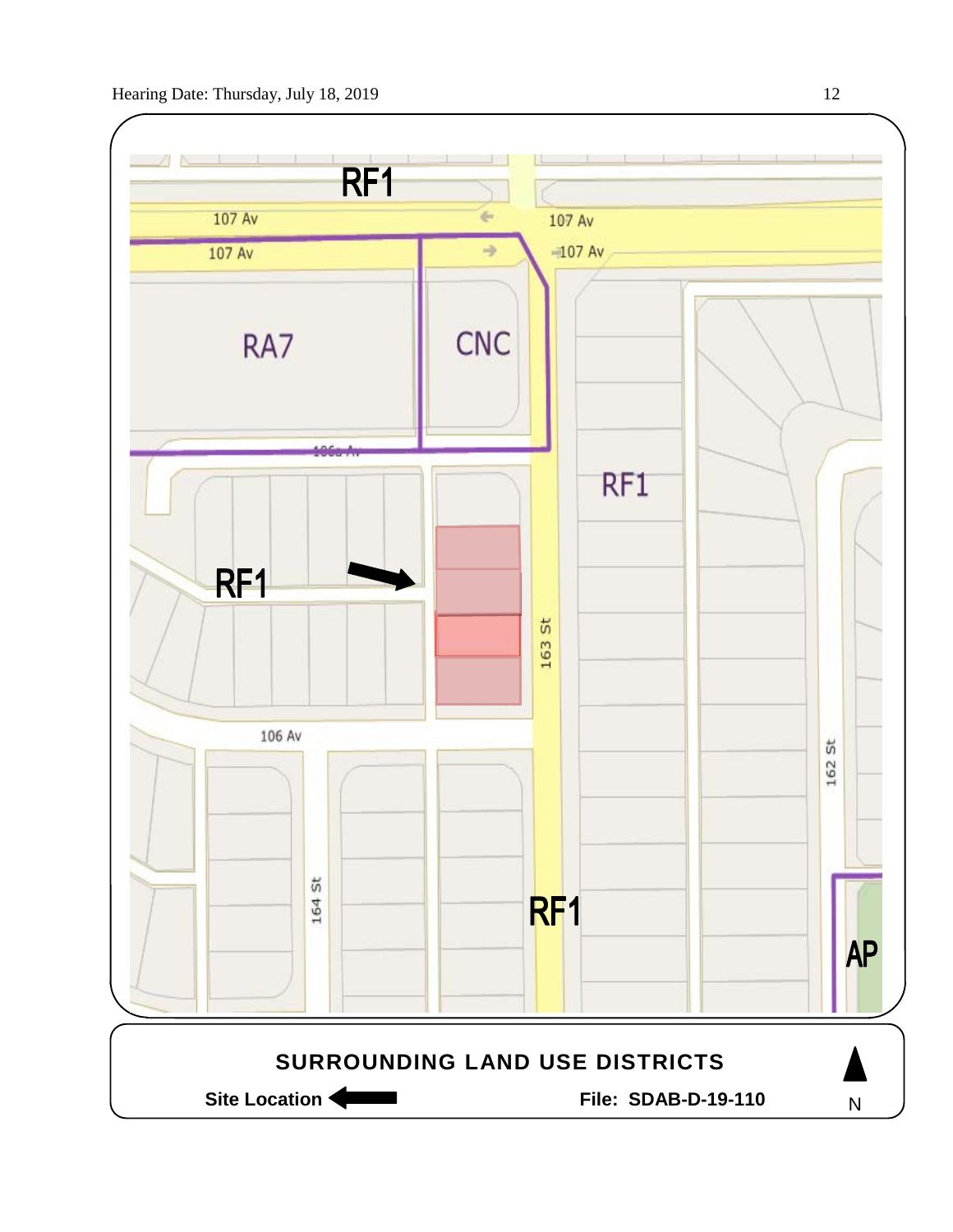RF1

107 Av

107 Av

107 Av

107 Av

RA7

CNC

106a Av

RF1

RF1

163 St

106 Av

162 St

164 St

RF1

AP

**SURROUNDING LAND USE DISTRICTS**

**Site Location** ⬅ **File: SDAB-D-19-110** N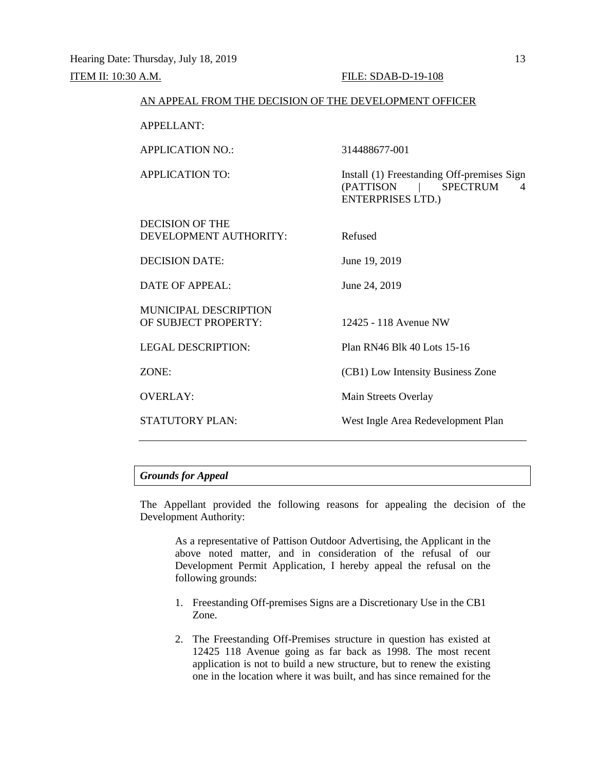Hearing Date: Thursday, July 18, 2019

ITEM II: 10:30 A.M. FILE: SDAB-D-19-108

AN APPEAL FROM THE DECISION OF THE DEVELOPMENT OFFICER

| | |
|---|---|
| APPELLANT: | |
| APPLICATION NO.: | 314488677-001 |
| APPLICATION TO: | Install (1) Freestanding Off-premises Sign (PATTISON \| SPECTRUM 4 ENTERPRISES LTD.) |
| DECISION OF THE DEVELOPMENT AUTHORITY: | Refused |
| DECISION DATE: | June 19, 2019 |
| DATE OF APPEAL: | June 24, 2019 |
| MUNICIPAL DESCRIPTION OF SUBJECT PROPERTY: | 12425 - 118 Avenue NW |
| LEGAL DESCRIPTION: | Plan RN46 Blk 40 Lots 15-16 |
| ZONE: | (CB1) Low Intensity Business Zone |
| OVERLAY: | Main Streets Overlay |
| STATUTORY PLAN: | West Ingle Area Redevelopment Plan |

---

***Grounds for Appeal***

The Appellant provided the following reasons for appealing the decision of the Development Authority:

> As a representative of Pattison Outdoor Advertising, the Applicant in the above noted matter, and in consideration of the refusal of our Development Permit Application, I hereby appeal the refusal on the following grounds:
>
> 1. Freestanding Off-premises Signs are a Discretionary Use in the CB1 Zone.
>
> 2. The Freestanding Off-Premises structure in question has existed at 12425 118 Avenue going as far back as 1998. The most recent application is not to build a new structure, but to renew the existing one in the location where it was built, and has since remained for the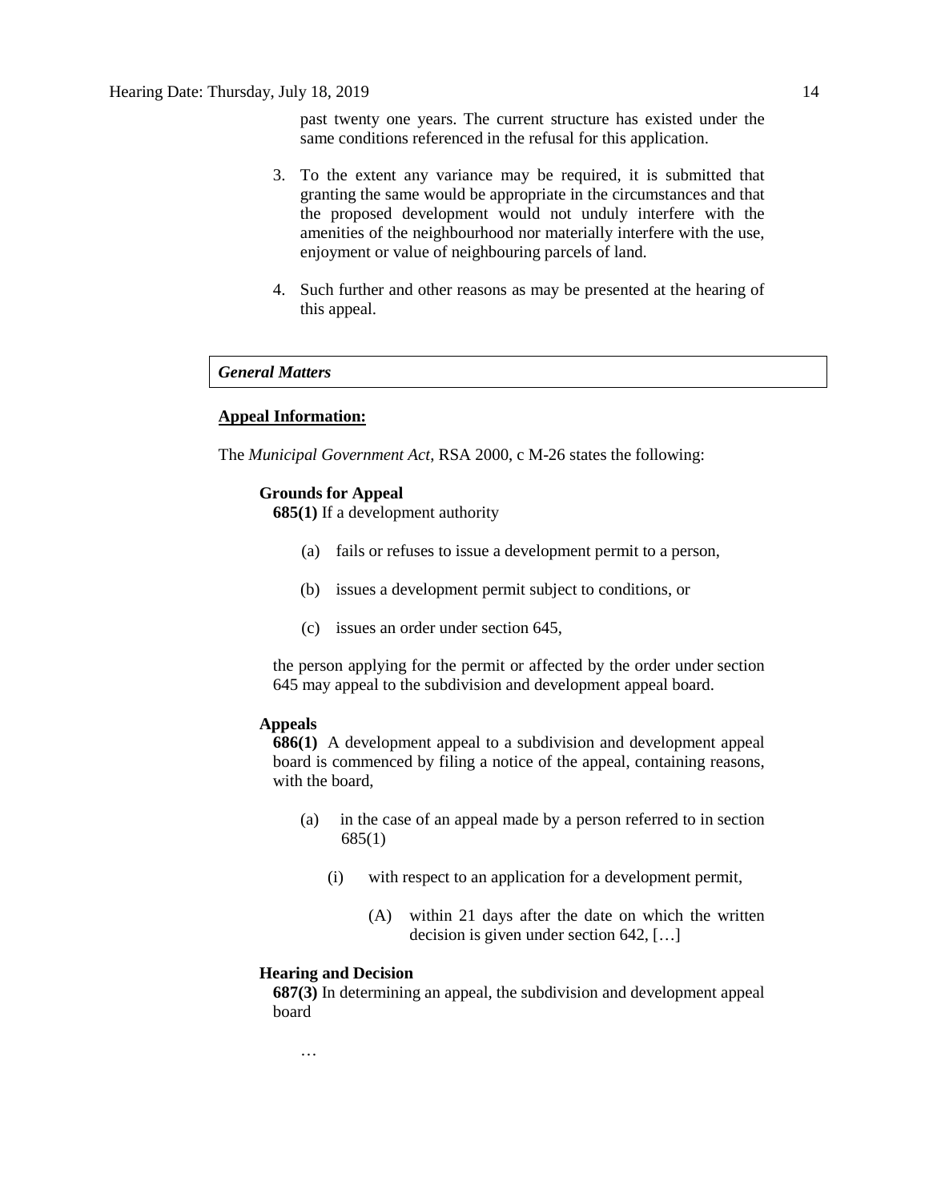past twenty one years. The current structure has existed under the same conditions referenced in the refusal for this application.

3. To the extent any variance may be required, it is submitted that granting the same would be appropriate in the circumstances and that the proposed development would not unduly interfere with the amenities of the neighbourhood nor materially interfere with the use, enjoyment or value of neighbouring parcels of land.

4. Such further and other reasons as may be presented at the hearing of this appeal.

***General Matters***

**Appeal Information:**

The *Municipal Government Act*, RSA 2000, c M-26 states the following:

**Grounds for Appeal**

**685(1)** If a development authority

(a) fails or refuses to issue a development permit to a person,

(b) issues a development permit subject to conditions, or

(c) issues an order under section 645,

the person applying for the permit or affected by the order under section 645 may appeal to the subdivision and development appeal board.

**Appeals**

**686(1)** A development appeal to a subdivision and development appeal board is commenced by filing a notice of the appeal, containing reasons, with the board,

(a) in the case of an appeal made by a person referred to in section 685(1)

(i) with respect to an application for a development permit,

(A) within 21 days after the date on which the written decision is given under section 642, […]

**Hearing and Decision**

**687(3)** In determining an appeal, the subdivision and development appeal board

…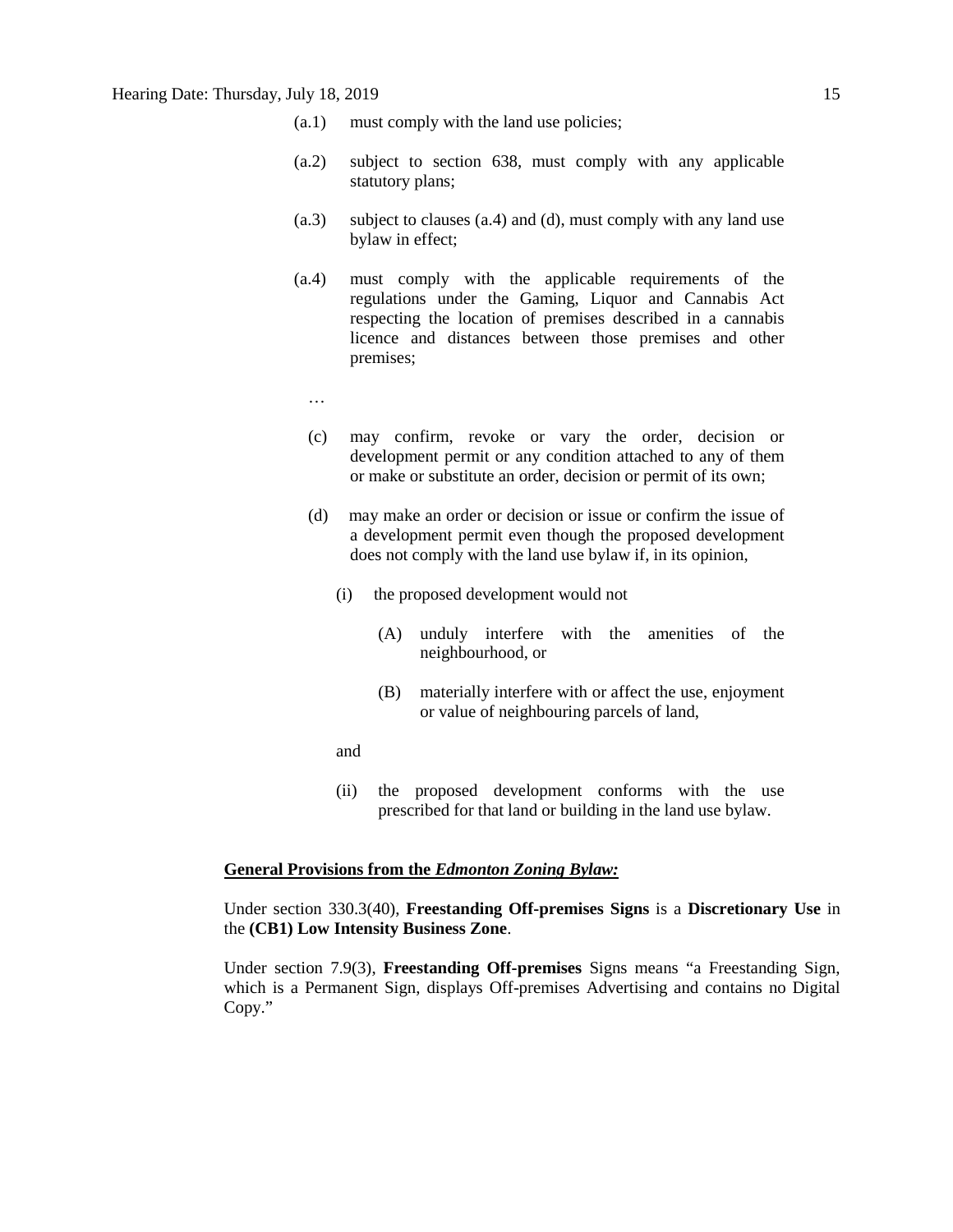(a.1) must comply with the land use policies;

(a.2) subject to section 638, must comply with any applicable statutory plans;

(a.3) subject to clauses (a.4) and (d), must comply with any land use bylaw in effect;

(a.4) must comply with the applicable requirements of the regulations under the Gaming, Liquor and Cannabis Act respecting the location of premises described in a cannabis licence and distances between those premises and other premises;

…

(c) may confirm, revoke or vary the order, decision or development permit or any condition attached to any of them or make or substitute an order, decision or permit of its own;

(d) may make an order or decision or issue or confirm the issue of a development permit even though the proposed development does not comply with the land use bylaw if, in its opinion,

(i) the proposed development would not

(A) unduly interfere with the amenities of the neighbourhood, or

(B) materially interfere with or affect the use, enjoyment or value of neighbouring parcels of land,

and

(ii) the proposed development conforms with the use prescribed for that land or building in the land use bylaw.

**General Provisions from the *Edmonton Zoning Bylaw:***

Under section 330.3(40), **Freestanding Off-premises Signs** is a **Discretionary Use** in the **(CB1) Low Intensity Business Zone**.

Under section 7.9(3), **Freestanding Off-premises** Signs means "a Freestanding Sign, which is a Permanent Sign, displays Off-premises Advertising and contains no Digital Copy."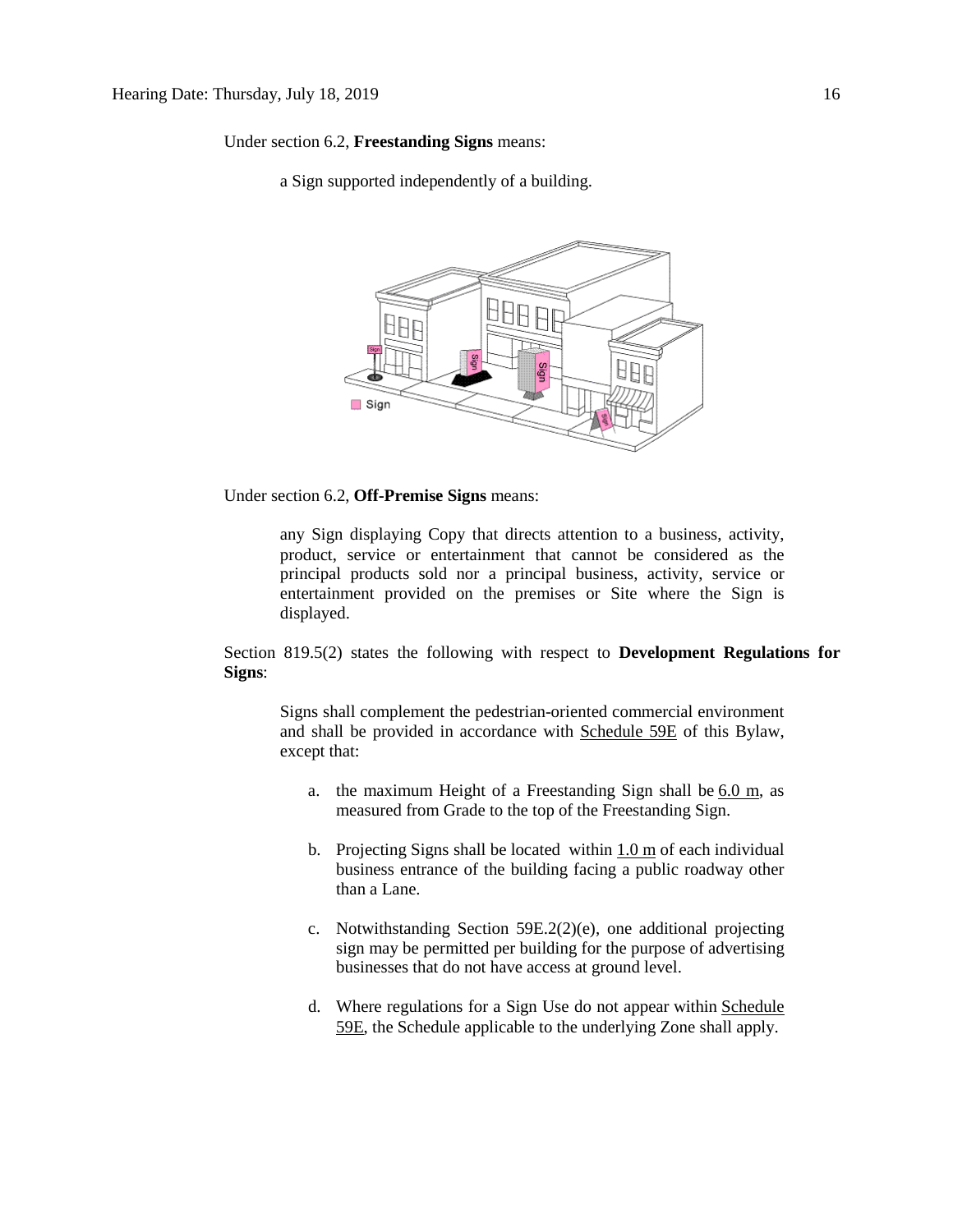Under section 6.2, **Freestanding Signs** means:

a Sign supported independently of a building.

Under section 6.2, **Off-Premise Signs** means:

any Sign displaying Copy that directs attention to a business, activity, product, service or entertainment that cannot be considered as the principal products sold nor a principal business, activity, service or entertainment provided on the premises or Site where the Sign is displayed.

Section 819.5(2) states the following with respect to **Development Regulations for Signs**:

Signs shall complement the pedestrian-oriented commercial environment and shall be provided in accordance with Schedule 59E of this Bylaw, except that:

a. the maximum Height of a Freestanding Sign shall be 6.0 m, as measured from Grade to the top of the Freestanding Sign.

b. Projecting Signs shall be located within 1.0 m of each individual business entrance of the building facing a public roadway other than a Lane.

c. Notwithstanding Section 59E.2(2)(e), one additional projecting sign may be permitted per building for the purpose of advertising businesses that do not have access at ground level.

d. Where regulations for a Sign Use do not appear within Schedule 59E, the Schedule applicable to the underlying Zone shall apply.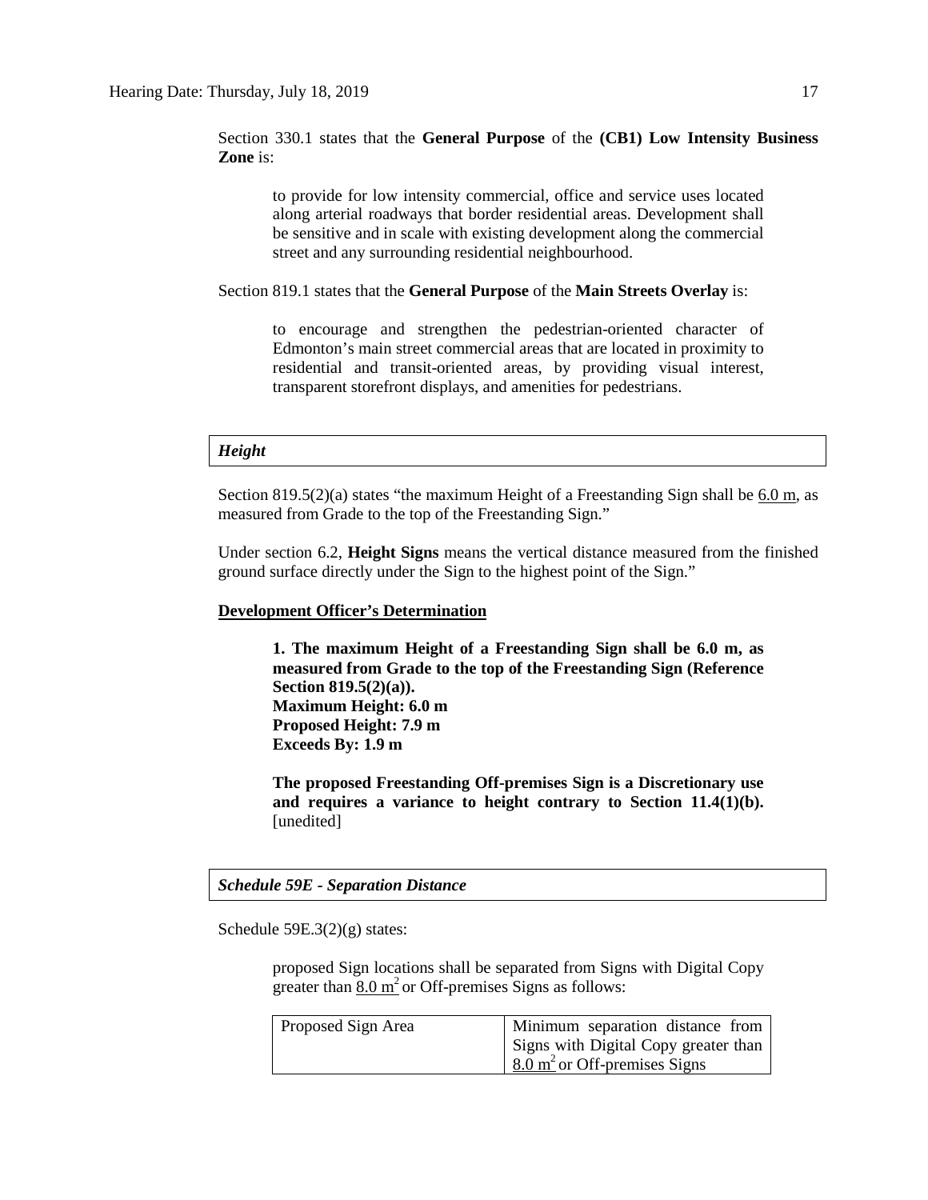Section 330.1 states that the **General Purpose** of the **(CB1) Low Intensity Business Zone** is:

> to provide for low intensity commercial, office and service uses located along arterial roadways that border residential areas. Development shall be sensitive and in scale with existing development along the commercial street and any surrounding residential neighbourhood.

Section 819.1 states that the **General Purpose** of the **Main Streets Overlay** is:

> to encourage and strengthen the pedestrian-oriented character of Edmonton's main street commercial areas that are located in proximity to residential and transit-oriented areas, by providing visual interest, transparent storefront displays, and amenities for pedestrians.

### *Height*

Section 819.5(2)(a) states "the maximum Height of a Freestanding Sign shall be 6.0 m, as measured from Grade to the top of the Freestanding Sign."

Under section 6.2, **Height Signs** means the vertical distance measured from the finished ground surface directly under the Sign to the highest point of the Sign."

**Development Officer's Determination**

> **1. The maximum Height of a Freestanding Sign shall be 6.0 m, as measured from Grade to the top of the Freestanding Sign (Reference Section 819.5(2)(a)).**
> **Maximum Height: 6.0 m**
> **Proposed Height: 7.9 m**
> **Exceeds By: 1.9 m**
>
> **The proposed Freestanding Off-premises Sign is a Discretionary use and requires a variance to height contrary to Section 11.4(1)(b).** [unedited]

### *Schedule 59E - Separation Distance*

Schedule 59E.3(2)(g) states:

> proposed Sign locations shall be separated from Signs with Digital Copy greater than $8.0\ m^2$ or Off-premises Signs as follows:

| Proposed Sign Area | Minimum separation distance from Signs with Digital Copy greater than $8.0\ m^2$ or Off-premises Signs |
|---|---|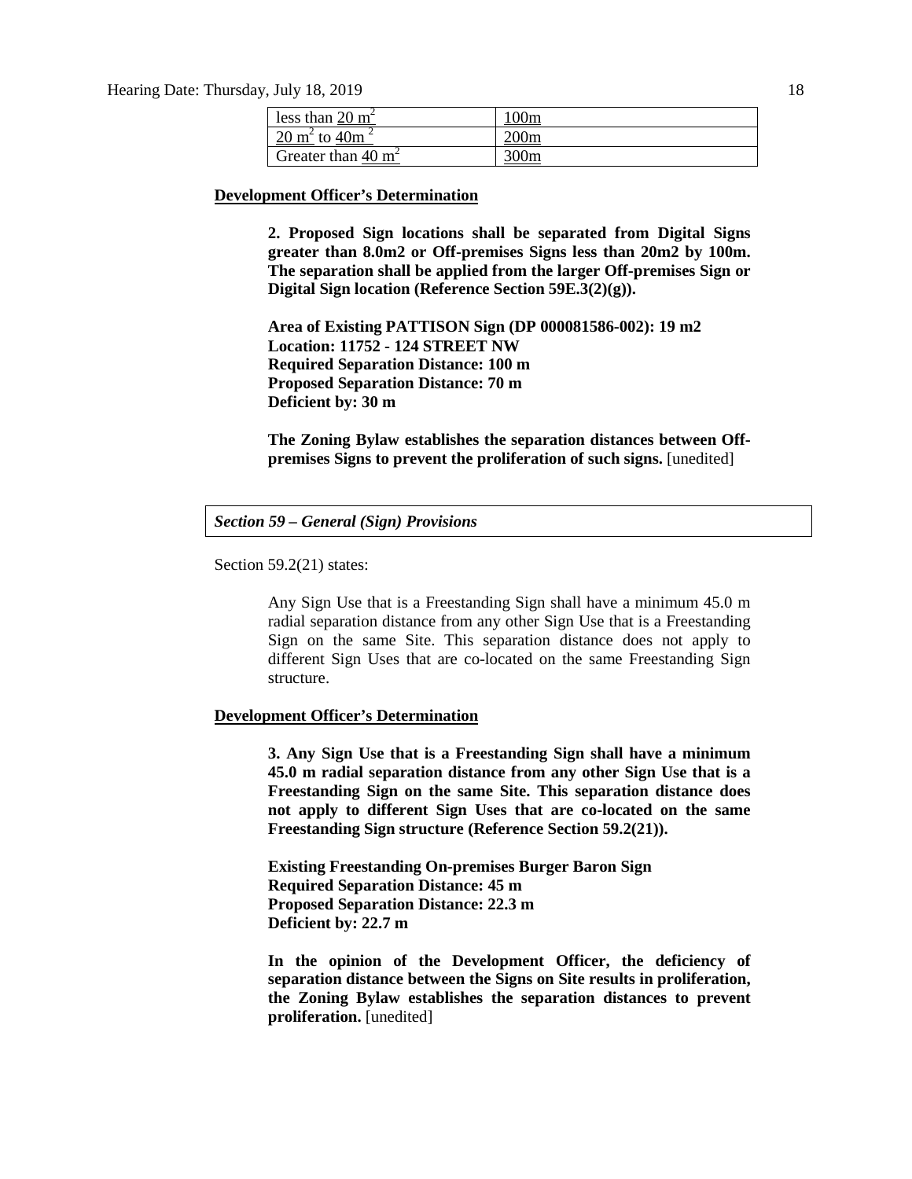| less than $20\ m^2$ | 100m |
| --- | --- |
| $20\ m^2$ to $40m^2$ | 200m |
| Greater than $40\ m^2$ | 300m |

**Development Officer's Determination**

> **2. Proposed Sign locations shall be separated from Digital Signs greater than 8.0m2 or Off-premises Signs less than 20m2 by 100m. The separation shall be applied from the larger Off-premises Sign or Digital Sign location (Reference Section 59E.3(2)(g)).**
>
> **Area of Existing PATTISON Sign (DP 000081586-002): 19 m2**
> **Location: 11752 - 124 STREET NW**
> **Required Separation Distance: 100 m**
> **Proposed Separation Distance: 70 m**
> **Deficient by: 30 m**
>
> **The Zoning Bylaw establishes the separation distances between Off-premises Signs to prevent the proliferation of such signs.** [unedited]

***Section 59 – General (Sign) Provisions***

Section 59.2(21) states:

> Any Sign Use that is a Freestanding Sign shall have a minimum 45.0 m radial separation distance from any other Sign Use that is a Freestanding Sign on the same Site. This separation distance does not apply to different Sign Uses that are co-located on the same Freestanding Sign structure.

**Development Officer's Determination**

> **3. Any Sign Use that is a Freestanding Sign shall have a minimum 45.0 m radial separation distance from any other Sign Use that is a Freestanding Sign on the same Site. This separation distance does not apply to different Sign Uses that are co-located on the same Freestanding Sign structure (Reference Section 59.2(21)).**
>
> **Existing Freestanding On-premises Burger Baron Sign**
> **Required Separation Distance: 45 m**
> **Proposed Separation Distance: 22.3 m**
> **Deficient by: 22.7 m**
>
> **In the opinion of the Development Officer, the deficiency of separation distance between the Signs on Site results in proliferation, the Zoning Bylaw establishes the separation distances to prevent proliferation.** [unedited]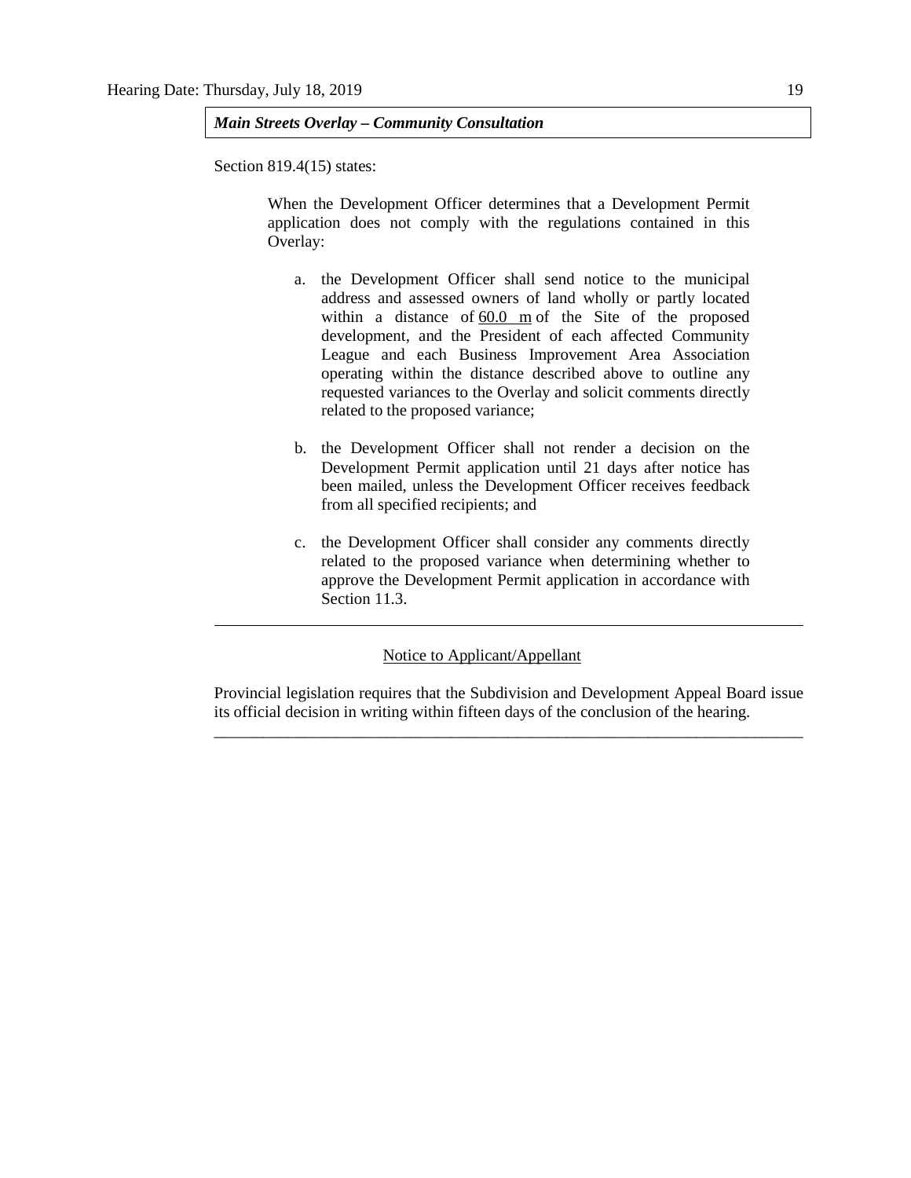***Main Streets Overlay – Community Consultation***

Section 819.4(15) states:

> When the Development Officer determines that a Development Permit application does not comply with the regulations contained in this Overlay:
>
> a. the Development Officer shall send notice to the municipal address and assessed owners of land wholly or partly located within a distance of 60.0 m of the Site of the proposed development, and the President of each affected Community League and each Business Improvement Area Association operating within the distance described above to outline any requested variances to the Overlay and solicit comments directly related to the proposed variance;
>
> b. the Development Officer shall not render a decision on the Development Permit application until 21 days after notice has been mailed, unless the Development Officer receives feedback from all specified recipients; and
>
> c. the Development Officer shall consider any comments directly related to the proposed variance when determining whether to approve the Development Permit application in accordance with Section 11.3.

---

Notice to Applicant/Appellant

Provincial legislation requires that the Subdivision and Development Appeal Board issue its official decision in writing within fifteen days of the conclusion of the hearing.

---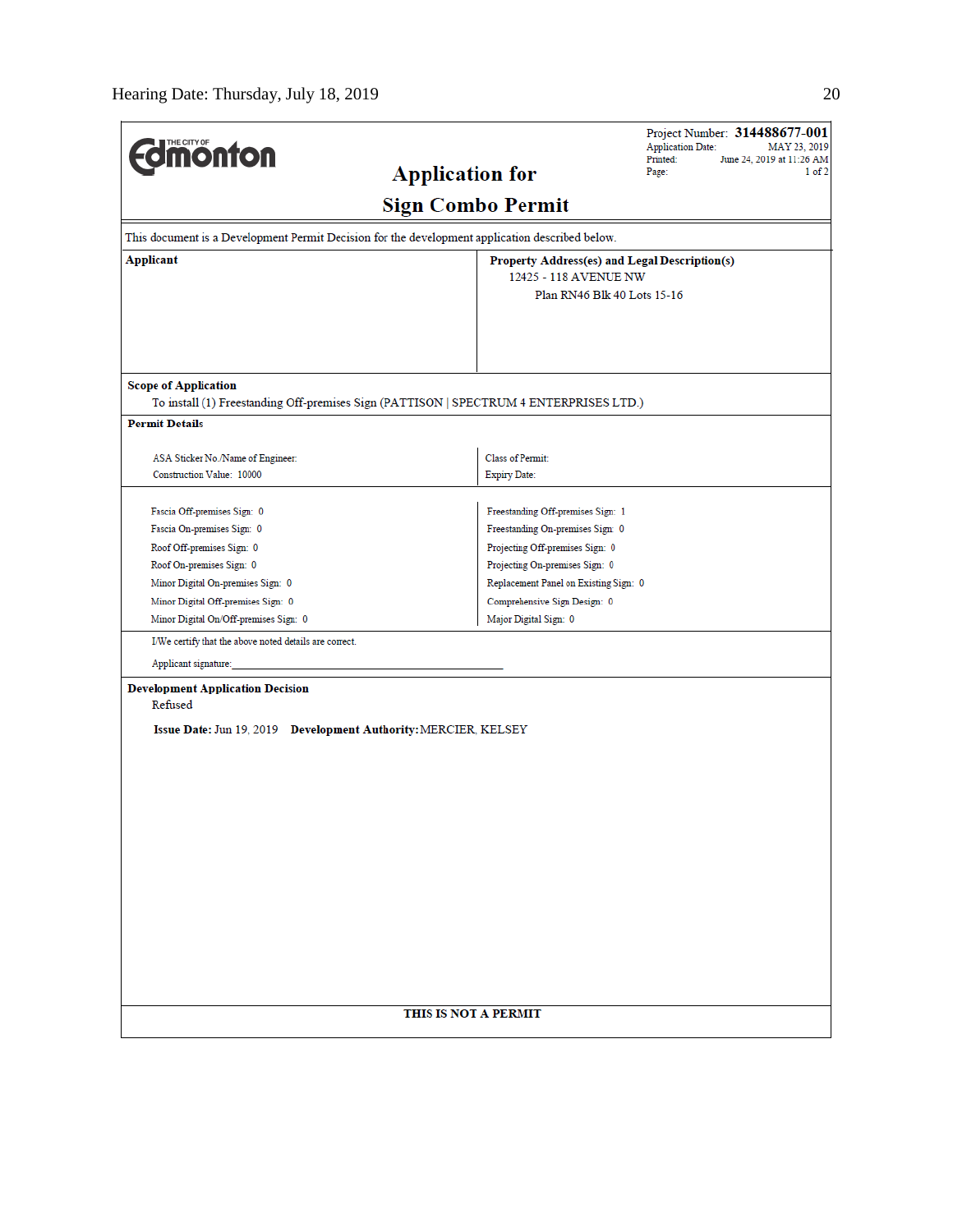**Edmonton** (THE CITY OF)

Project Number: **314488677-001**
Application Date: MAY 23, 2019
Printed: June 24, 2019 at 11:26 AM
Page: 1 of 2

# Application for Sign Combo Permit

This document is a Development Permit Decision for the development application described below.

| **Applicant** | **Property Address(es) and Legal Description(s)** |
|---|---|
| | 12425 - 118 AVENUE NW<br>Plan RN46 Blk 40 Lots 15-16 |

**Scope of Application**

To install (1) Freestanding Off-premises Sign (PATTISON | SPECTRUM 4 ENTERPRISES LTD.)

**Permit Details**

| | |
|---|---|
| ASA Sticker No./Name of Engineer: | Class of Permit: |
| Construction Value: 10000 | Expiry Date: |

| | |
|---|---|
| Fascia Off-premises Sign: 0 | Freestanding Off-premises Sign: 1 |
| Fascia On-premises Sign: 0 | Freestanding On-premises Sign: 0 |
| Roof Off-premises Sign: 0 | Projecting Off-premises Sign: 0 |
| Roof On-premises Sign: 0 | Projecting On-premises Sign: 0 |
| Minor Digital On-premises Sign: 0 | Replacement Panel on Existing Sign: 0 |
| Minor Digital Off-premises Sign: 0 | Comprehensive Sign Design: 0 |
| Minor Digital On/Off-premises Sign: 0 | Major Digital Sign: 0 |

I/We certify that the above noted details are correct.

Applicant signature:_______________________________________________

**Development Application Decision**

Refused

**Issue Date:** Jun 19, 2019 **Development Authority:** MERCIER, KELSEY

**THIS IS NOT A PERMIT**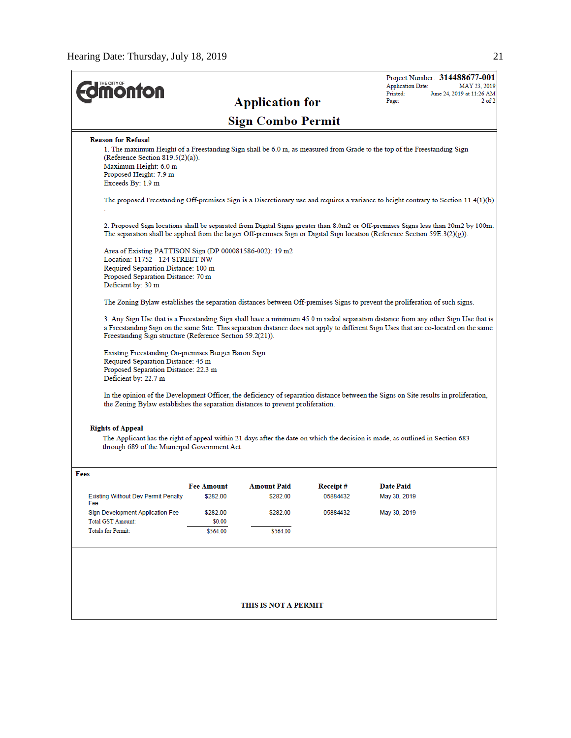Project Number: **314488677-001**
Application Date: MAY 23, 2019
Printed: June 24, 2019 at 11:26 AM

# Application for Sign Combo Permit

**Reason for Refusal**

1. The maximum Height of a Freestanding Sign shall be 6.0 m, as measured from Grade to the top of the Freestanding Sign (Reference Section 819.5(2)(a)).
Maximum Height: 6.0 m
Proposed Height: 7.9 m
Exceeds By: 1.9 m

The proposed Freestanding Off-premises Sign is a Discretionary use and requires a variance to height contrary to Section 11.4(1)(b).

2. Proposed Sign locations shall be separated from Digital Signs greater than 8.0m2 or Off-premises Signs less than 20m2 by 100m. The separation shall be applied from the larger Off-premises Sign or Digital Sign location (Reference Section 59E.3(2)(g)).

Area of Existing PATTISON Sign (DP 000081586-002): 19 m2
Location: 11752 - 124 STREET NW
Required Separation Distance: 100 m
Proposed Separation Distance: 70 m
Deficient by: 30 m

The Zoning Bylaw establishes the separation distances between Off-premises Signs to prevent the proliferation of such signs.

3. Any Sign Use that is a Freestanding Sign shall have a minimum 45.0 m radial separation distance from any other Sign Use that is a Freestanding Sign on the same Site. This separation distance does not apply to different Sign Uses that are co-located on the same Freestanding Sign structure (Reference Section 59.2(21)).

Existing Freestanding On-premises Burger Baron Sign
Required Separation Distance: 45 m
Proposed Separation Distance: 22.3 m
Deficient by: 22.7 m

In the opinion of the Development Officer, the deficiency of separation distance between the Signs on Site results in proliferation, the Zoning Bylaw establishes the separation distances to prevent proliferation.

**Rights of Appeal**

The Applicant has the right of appeal within 21 days after the date on which the decision is made, as outlined in Section 683 through 689 of the Municipal Government Act.

**Fees**

| | Fee Amount | Amount Paid | Receipt # | Date Paid |
|---|---|---|---|---|
| Existing Without Dev Permit Penalty Fee | $282.00 | $282.00 | 05884432 | May 30, 2019 |
| Sign Development Application Fee | $282.00 | $282.00 | 05884432 | May 30, 2019 |
| Total GST Amount: | $0.00 | | | |
| Totals for Permit: | $564.00 | $564.00 | | |

**THIS IS NOT A PERMIT**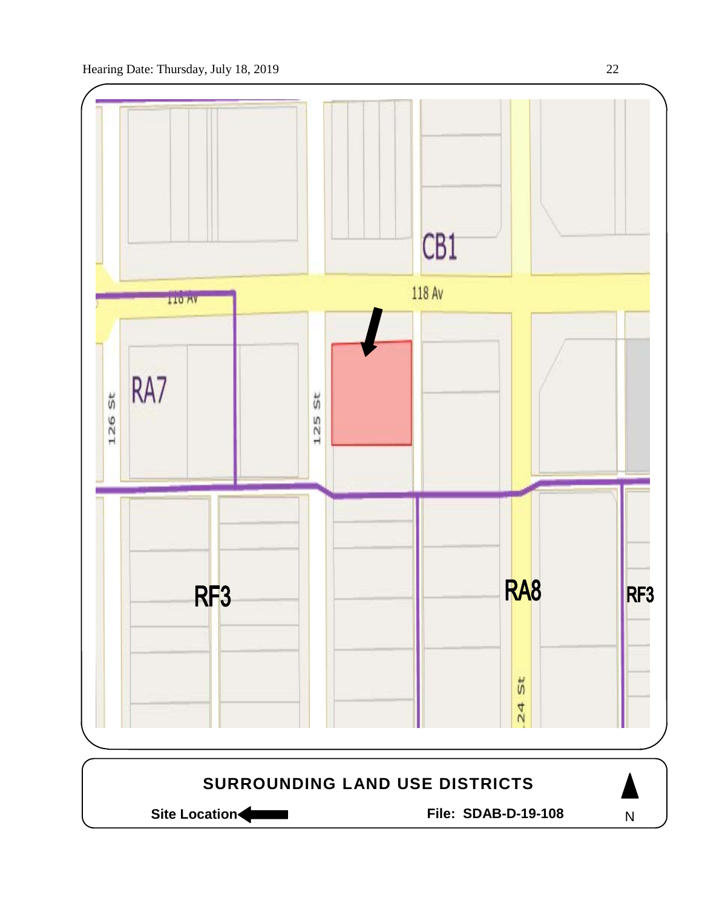CB1

118 Av

118 Av

RA7

126 St

125 St

RF3

RA8

RF3

124 St

**SURROUNDING LAND USE DISTRICTS**

**Site Location**

**File: SDAB-D-19-108**

N